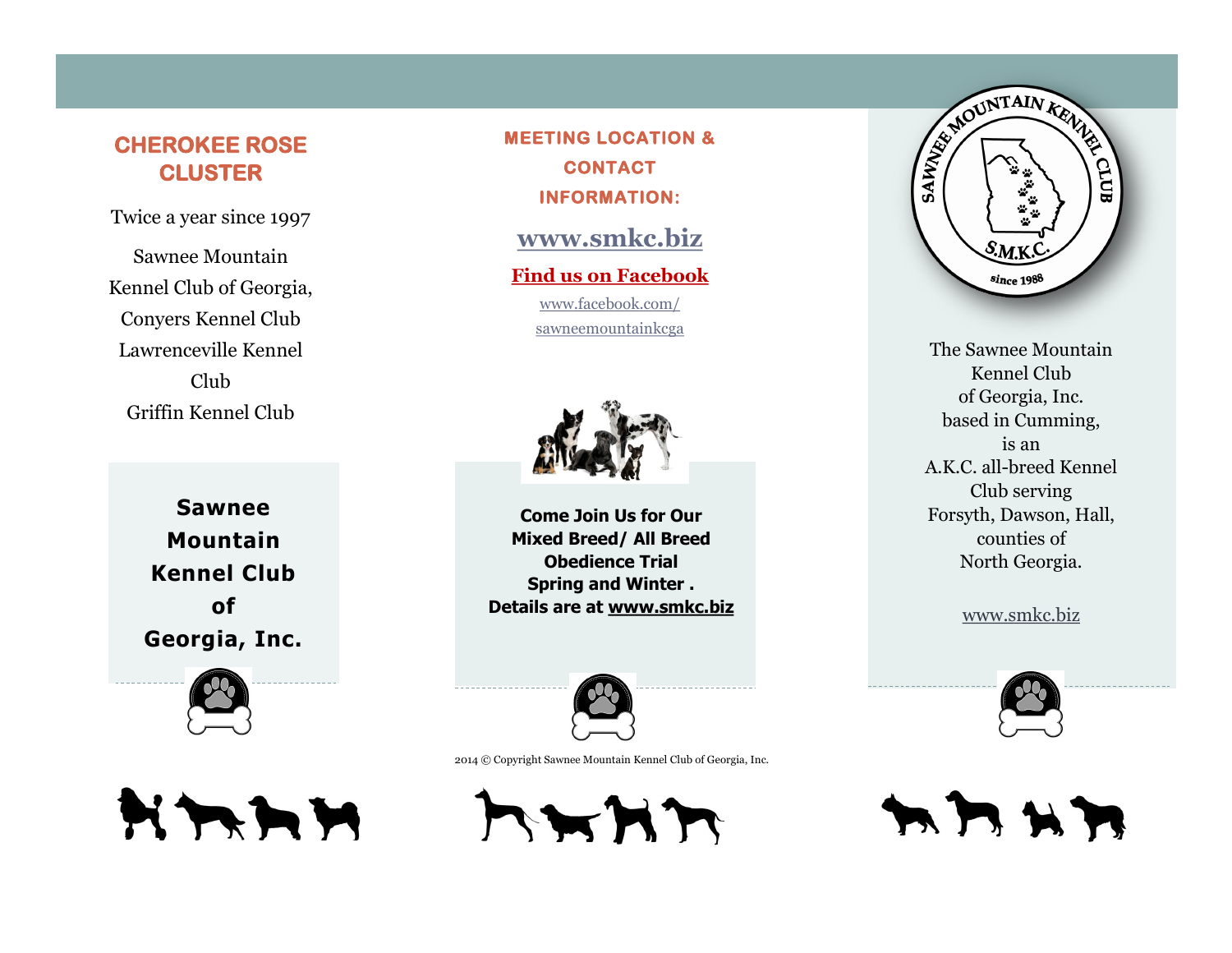## CHEROKEE ROSE CLUSTER

Twice a year since 1997

Sawnee Mountain Kennel Club of Georgia,
Conyers Kennel Club
Lawrenceville Kennel Club
Griffin Kennel Club

**Sawnee Mountain Kennel Club of Georgia, Inc.**

## MEETING LOCATION & CONTACT INFORMATION:

**www.smkc.biz**

**Find us on Facebook**

www.facebook.com/sawneemountainkcga

**Come Join Us for Our Mixed Breed/ All Breed Obedience Trial Spring and Winter . Details are at www.smkc.biz**

2014 © Copyright Sawnee Mountain Kennel Club of Georgia, Inc.

SAWNEE MOUNTAIN KENNEL CLUB
S.M.K.C.
since 1988

The Sawnee Mountain Kennel Club of Georgia, Inc. based in Cumming, is an A.K.C. all-breed Kennel Club serving Forsyth, Dawson, Hall, counties of North Georgia.

www.smkc.biz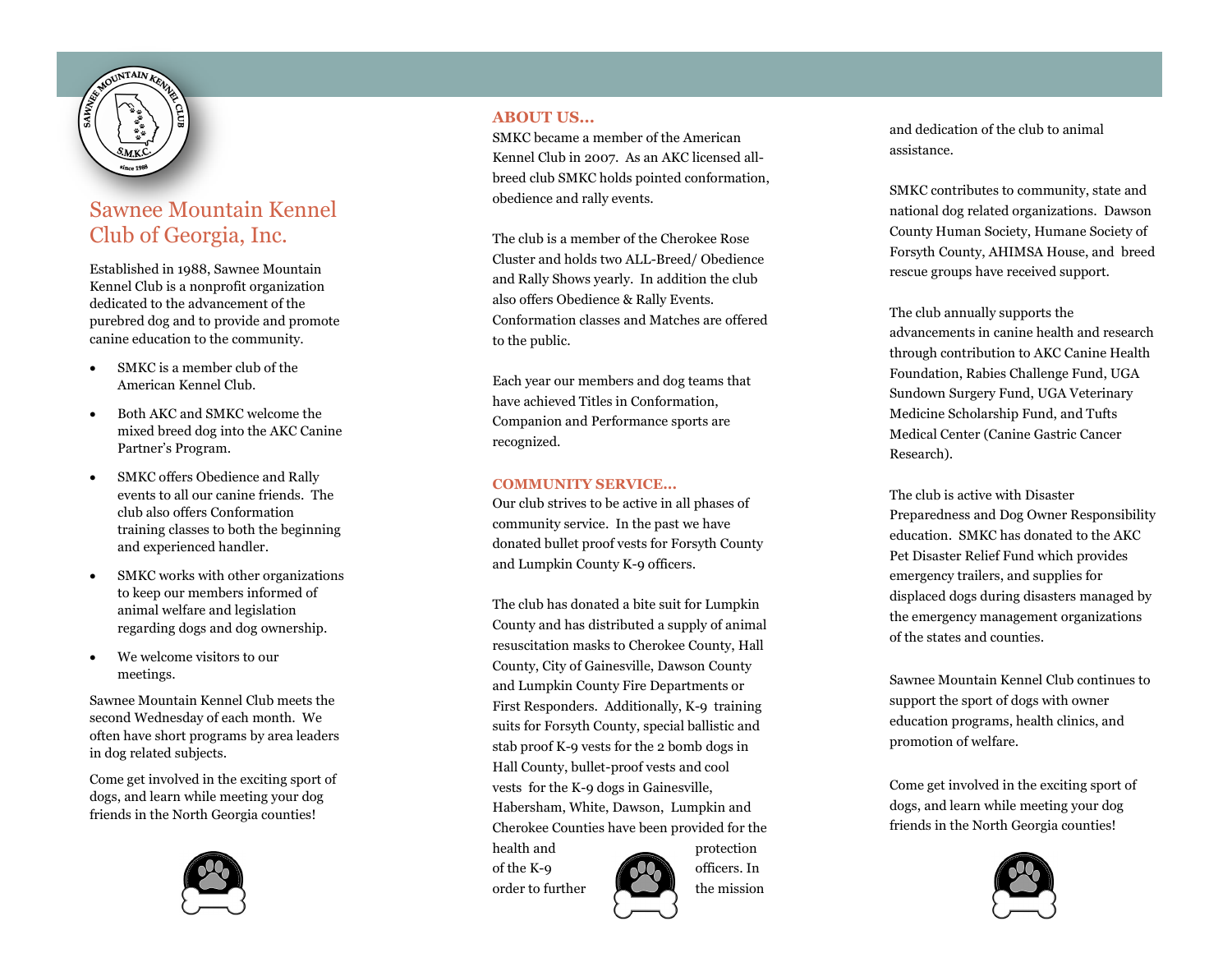## Sawnee Mountain Kennel Club of Georgia, Inc.

Established in 1988, Sawnee Mountain Kennel Club is a nonprofit organization dedicated to the advancement of the purebred dog and to provide and promote canine education to the community.

- SMKC is a member club of the American Kennel Club.
- Both AKC and SMKC welcome the mixed breed dog into the AKC Canine Partner's Program.
- SMKC offers Obedience and Rally events to all our canine friends. The club also offers Conformation training classes to both the beginning and experienced handler.
- SMKC works with other organizations to keep our members informed of animal welfare and legislation regarding dogs and dog ownership.
- We welcome visitors to our meetings.

Sawnee Mountain Kennel Club meets the second Wednesday of each month. We often have short programs by area leaders in dog related subjects.

Come get involved in the exciting sport of dogs, and learn while meeting your dog friends in the North Georgia counties!

### ABOUT US...

SMKC became a member of the American Kennel Club in 2007. As an AKC licensed all-breed club SMKC holds pointed conformation, obedience and rally events.

The club is a member of the Cherokee Rose Cluster and holds two ALL-Breed/ Obedience and Rally Shows yearly. In addition the club also offers Obedience & Rally Events. Conformation classes and Matches are offered to the public.

Each year our members and dog teams that have achieved Titles in Conformation, Companion and Performance sports are recognized.

### COMMUNITY SERVICE...

Our club strives to be active in all phases of community service. In the past we have donated bullet proof vests for Forsyth County and Lumpkin County K-9 officers.

The club has donated a bite suit for Lumpkin County and has distributed a supply of animal resuscitation masks to Cherokee County, Hall County, City of Gainesville, Dawson County and Lumpkin County Fire Departments or First Responders. Additionally, K-9 training suits for Forsyth County, special ballistic and stab proof K-9 vests for the 2 bomb dogs in Hall County, bullet-proof vests and cool vests for the K-9 dogs in Gainesville, Habersham, White, Dawson, Lumpkin and Cherokee Counties have been provided for the health and protection of the K-9 officers. In order to further the mission and dedication of the club to animal assistance.

SMKC contributes to community, state and national dog related organizations. Dawson County Human Society, Humane Society of Forsyth County, AHIMSA House, and breed rescue groups have received support.

The club annually supports the advancements in canine health and research through contribution to AKC Canine Health Foundation, Rabies Challenge Fund, UGA Sundown Surgery Fund, UGA Veterinary Medicine Scholarship Fund, and Tufts Medical Center (Canine Gastric Cancer Research).

The club is active with Disaster Preparedness and Dog Owner Responsibility education. SMKC has donated to the AKC Pet Disaster Relief Fund which provides emergency trailers, and supplies for displaced dogs during disasters managed by the emergency management organizations of the states and counties.

Sawnee Mountain Kennel Club continues to support the sport of dogs with owner education programs, health clinics, and promotion of welfare.

Come get involved in the exciting sport of dogs, and learn while meeting your dog friends in the North Georgia counties!